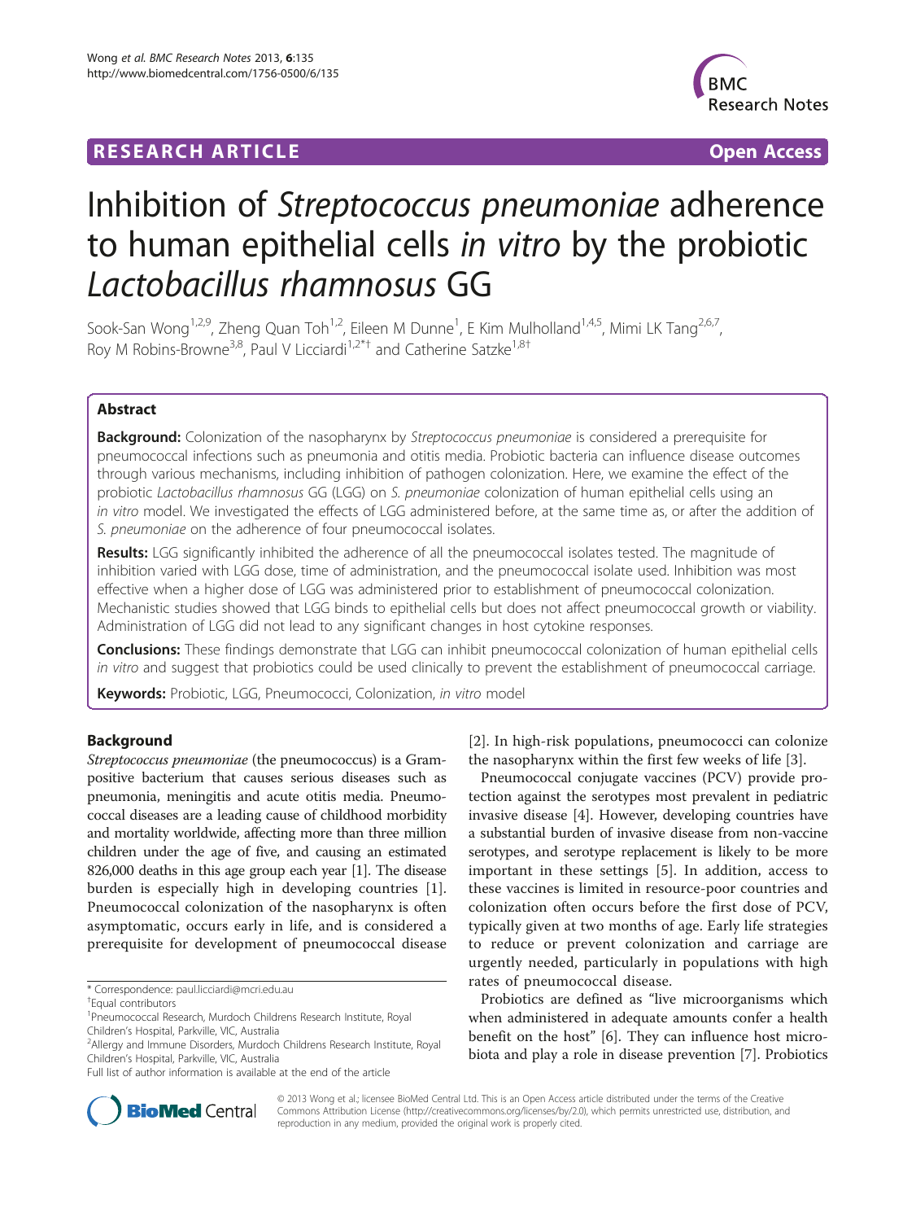**RESEARCH ARTICLE** **Open Access**

# Inhibition of *Streptococcus pneumoniae* adherence to human epithelial cells *in vitro* by the probiotic *Lactobacillus rhamnosus* GG

Sook-San Wong[1,2,9], Zheng Quan Toh[1,2], Eileen M Dunne[1], E Kim Mulholland[1,4,5], Mimi LK Tang[2,6,7], Roy M Robins-Browne[3,8], Paul V Licciardi[1,2*†] and Catherine Satzke[1,8†]

## Abstract

**Background:** Colonization of the nasopharynx by *Streptococcus pneumoniae* is considered a prerequisite for pneumococcal infections such as pneumonia and otitis media. Probiotic bacteria can influence disease outcomes through various mechanisms, including inhibition of pathogen colonization. Here, we examine the effect of the probiotic *Lactobacillus rhamnosus* GG (LGG) on *S. pneumoniae* colonization of human epithelial cells using an *in vitro* model. We investigated the effects of LGG administered before, at the same time as, or after the addition of *S. pneumoniae* on the adherence of four pneumococcal isolates.

**Results:** LGG significantly inhibited the adherence of all the pneumococcal isolates tested. The magnitude of inhibition varied with LGG dose, time of administration, and the pneumococcal isolate used. Inhibition was most effective when a higher dose of LGG was administered prior to establishment of pneumococcal colonization. Mechanistic studies showed that LGG binds to epithelial cells but does not affect pneumococcal growth or viability. Administration of LGG did not lead to any significant changes in host cytokine responses.

**Conclusions:** These findings demonstrate that LGG can inhibit pneumococcal colonization of human epithelial cells *in vitro* and suggest that probiotics could be used clinically to prevent the establishment of pneumococcal carriage.

**Keywords:** Probiotic, LGG, Pneumococci, Colonization, *in vitro* model

## Background

*Streptococcus pneumoniae* (the pneumococcus) is a Gram-positive bacterium that causes serious diseases such as pneumonia, meningitis and acute otitis media. Pneumococcal diseases are a leading cause of childhood morbidity and mortality worldwide, affecting more than three million children under the age of five, and causing an estimated 826,000 deaths in this age group each year [1]. The disease burden is especially high in developing countries [1]. Pneumococcal colonization of the nasopharynx is often asymptomatic, occurs early in life, and is considered a prerequisite for development of pneumococcal disease [2]. In high-risk populations, pneumococci can colonize the nasopharynx within the first few weeks of life [3].

Pneumococcal conjugate vaccines (PCV) provide protection against the serotypes most prevalent in pediatric invasive disease [4]. However, developing countries have a substantial burden of invasive disease from non-vaccine serotypes, and serotype replacement is likely to be more important in these settings [5]. In addition, access to these vaccines is limited in resource-poor countries and colonization often occurs before the first dose of PCV, typically given at two months of age. Early life strategies to reduce or prevent colonization and carriage are urgently needed, particularly in populations with high rates of pneumococcal disease.

Probiotics are defined as "live microorganisms which when administered in adequate amounts confer a health benefit on the host" [6]. They can influence host microbiota and play a role in disease prevention [7]. Probiotics

\* Correspondence: paul.licciardi@mcri.edu.au

†Equal contributors

[1]Pneumococcal Research, Murdoch Childrens Research Institute, Royal Children's Hospital, Parkville, VIC, Australia

[2]Allergy and Immune Disorders, Murdoch Childrens Research Institute, Royal Children's Hospital, Parkville, VIC, Australia

Full list of author information is available at the end of the article

© 2013 Wong et al.; licensee BioMed Central Ltd. This is an Open Access article distributed under the terms of the Creative Commons Attribution License (http://creativecommons.org/licenses/by/2.0), which permits unrestricted use, distribution, and reproduction in any medium, provided the original work is properly cited.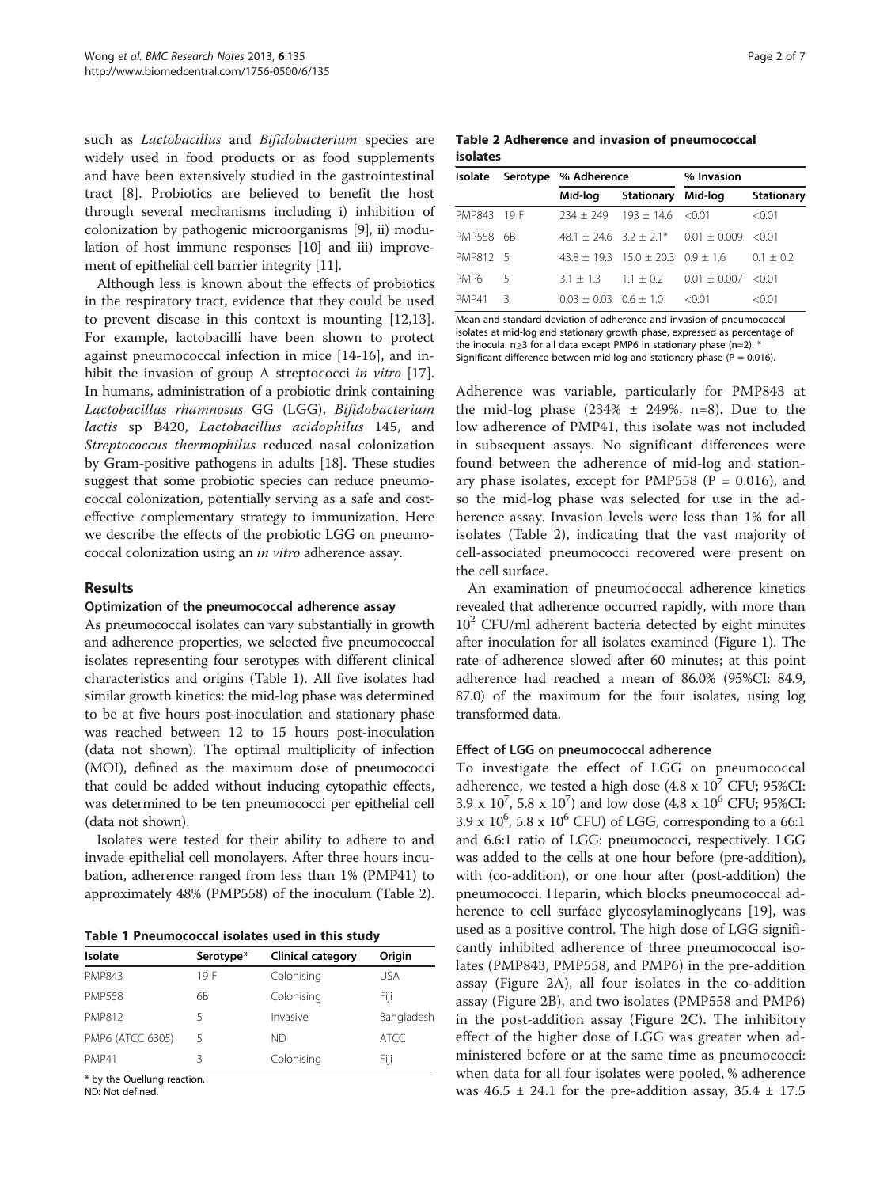such as *Lactobacillus* and *Bifidobacterium* species are widely used in food products or as food supplements and have been extensively studied in the gastrointestinal tract [8]. Probiotics are believed to benefit the host through several mechanisms including i) inhibition of colonization by pathogenic microorganisms [9], ii) modulation of host immune responses [10] and iii) improvement of epithelial cell barrier integrity [11].

Although less is known about the effects of probiotics in the respiratory tract, evidence that they could be used to prevent disease in this context is mounting [12,13]. For example, lactobacilli have been shown to protect against pneumococcal infection in mice [14-16], and inhibit the invasion of group A streptococci *in vitro* [17]. In humans, administration of a probiotic drink containing *Lactobacillus rhamnosus* GG (LGG), *Bifidobacterium lactis* sp B420, *Lactobacillus acidophilus* 145, and *Streptococcus thermophilus* reduced nasal colonization by Gram-positive pathogens in adults [18]. These studies suggest that some probiotic species can reduce pneumococcal colonization, potentially serving as a safe and cost-effective complementary strategy to immunization. Here we describe the effects of the probiotic LGG on pneumococcal colonization using an *in vitro* adherence assay.

## Results

### Optimization of the pneumococcal adherence assay

As pneumococcal isolates can vary substantially in growth and adherence properties, we selected five pneumococcal isolates representing four serotypes with different clinical characteristics and origins (Table 1). All five isolates had similar growth kinetics: the mid-log phase was determined to be at five hours post-inoculation and stationary phase was reached between 12 to 15 hours post-inoculation (data not shown). The optimal multiplicity of infection (MOI), defined as the maximum dose of pneumococci that could be added without inducing cytopathic effects, was determined to be ten pneumococci per epithelial cell (data not shown).

Isolates were tested for their ability to adhere to and invade epithelial cell monolayers. After three hours incubation, adherence ranged from less than 1% (PMP41) to approximately 48% (PMP558) of the inoculum (Table 2).

**Table 1 Pneumococcal isolates used in this study**

| Isolate | Serotype* | Clinical category | Origin |
|---|---|---|---|
| PMP843 | 19 F | Colonising | USA |
| PMP558 | 6B | Colonising | Fiji |
| PMP812 | 5 | Invasive | Bangladesh |
| PMP6 (ATCC 6305) | 5 | ND | ATCC |
| PMP41 | 3 | Colonising | Fiji |

\* by the Quellung reaction.
ND: Not defined.

**Table 2 Adherence and invasion of pneumococcal isolates**

| Isolate | Serotype | % Adherence | | % Invasion | |
|---|---|---|---|---|---|
| | | Mid-log | Stationary | Mid-log | Stationary |
| PMP843 | 19 F | 234 ± 249 | 193 ± 14.6 | <0.01 | <0.01 |
| PMP558 | 6B | 48.1 ± 24.6 | 3.2 ± 2.1* | 0.01 ± 0.009 | <0.01 |
| PMP812 | 5 | 43.8 ± 19.3 | 15.0 ± 20.3 | 0.9 ± 1.6 | 0.1 ± 0.2 |
| PMP6 | 5 | 3.1 ± 1.3 | 1.1 ± 0.2 | 0.01 ± 0.007 | <0.01 |
| PMP41 | 3 | 0.03 ± 0.03 | 0.6 ± 1.0 | <0.01 | <0.01 |

Mean and standard deviation of adherence and invasion of pneumococcal isolates at mid-log and stationary growth phase, expressed as percentage of the inocula. n≥3 for all data except PMP6 in stationary phase (n=2). * Significant difference between mid-log and stationary phase ($P = 0.016$).

Adherence was variable, particularly for PMP843 at the mid-log phase (234% ± 249%, n=8). Due to the low adherence of PMP41, this isolate was not included in subsequent assays. No significant differences were found between the adherence of mid-log and stationary phase isolates, except for PMP558 ($P = 0.016$), and so the mid-log phase was selected for use in the adherence assay. Invasion levels were less than 1% for all isolates (Table 2), indicating that the vast majority of cell-associated pneumococci recovered were present on the cell surface.

An examination of pneumococcal adherence kinetics revealed that adherence occurred rapidly, with more than $10^2$ CFU/ml adherent bacteria detected by eight minutes after inoculation for all isolates examined (Figure 1). The rate of adherence slowed after 60 minutes; at this point adherence had reached a mean of 86.0% (95%CI: 84.9, 87.0) of the maximum for the four isolates, using log transformed data.

### Effect of LGG on pneumococcal adherence

To investigate the effect of LGG on pneumococcal adherence, we tested a high dose ($4.8 \times 10^7$ CFU; 95%CI: $3.9 \times 10^7$, $5.8 \times 10^7$) and low dose ($4.8 \times 10^6$ CFU; 95%CI: $3.9 \times 10^6$, $5.8 \times 10^6$ CFU) of LGG, corresponding to a 66:1 and 6.6:1 ratio of LGG: pneumococci, respectively. LGG was added to the cells at one hour before (pre-addition), with (co-addition), or one hour after (post-addition) the pneumococci. Heparin, which blocks pneumococcal adherence to cell surface glycosylaminoglycans [19], was used as a positive control. The high dose of LGG significantly inhibited adherence of three pneumococcal isolates (PMP843, PMP558, and PMP6) in the pre-addition assay (Figure 2A), all four isolates in the co-addition assay (Figure 2B), and two isolates (PMP558 and PMP6) in the post-addition assay (Figure 2C). The inhibitory effect of the higher dose of LGG was greater when administered before or at the same time as pneumococci: when data for all four isolates were pooled, % adherence was 46.5 ± 24.1 for the pre-addition assay, 35.4 ± 17.5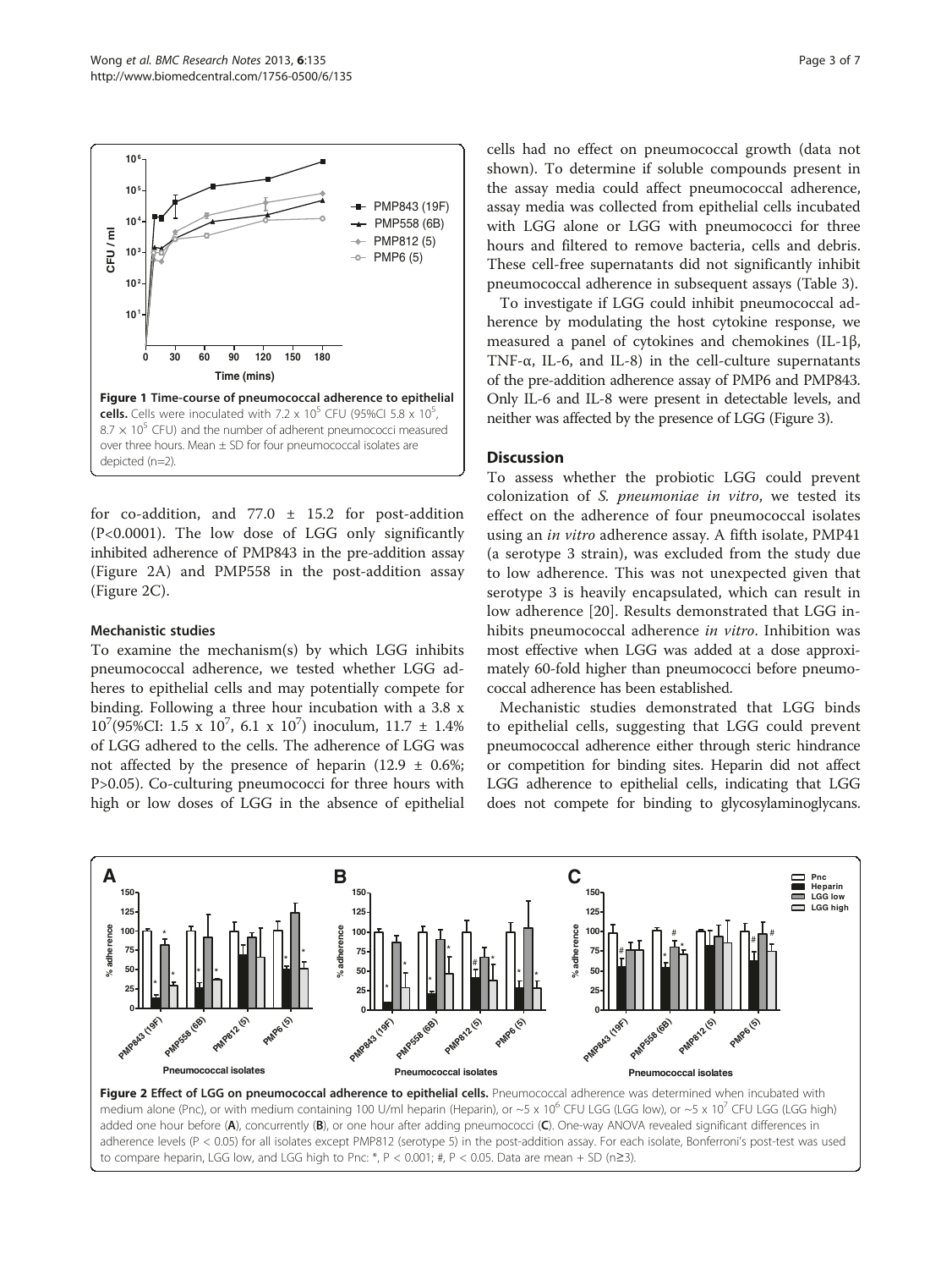Figure 1 Time-course of pneumococcal adherence to epithelial cells. Cells were inoculated with $7.2 \times 10^5$ CFU (95%CI $5.8 \times 10^5$, $8.7 \times 10^5$ CFU) and the number of adherent pneumococci measured over three hours. Mean ± SD for four pneumococcal isolates are depicted (n=2).

for co-addition, and 77.0 ± 15.2 for post-addition ($P<0.0001$). The low dose of LGG only significantly inhibited adherence of PMP843 in the pre-addition assay (Figure 2A) and PMP558 in the post-addition assay (Figure 2C).

### Mechanistic studies

To examine the mechanism(s) by which LGG inhibits pneumococcal adherence, we tested whether LGG adheres to epithelial cells and may potentially compete for binding. Following a three hour incubation with a $3.8 \times 10^7$(95%CI: $1.5 \times 10^7$, $6.1 \times 10^7$) inoculum, 11.7 ± 1.4% of LGG adhered to the cells. The adherence of LGG was not affected by the presence of heparin (12.9 ± 0.6%; $P>0.05$). Co-culturing pneumococci for three hours with high or low doses of LGG in the absence of epithelial cells had no effect on pneumococcal growth (data not shown). To determine if soluble compounds present in the assay media could affect pneumococcal adherence, assay media was collected from epithelial cells incubated with LGG alone or LGG with pneumococci for three hours and filtered to remove bacteria, cells and debris. These cell-free supernatants did not significantly inhibit pneumococcal adherence in subsequent assays (Table 3).

To investigate if LGG could inhibit pneumococcal adherence by modulating the host cytokine response, we measured a panel of cytokines and chemokines (IL-1β, TNF-α, IL-6, and IL-8) in the cell-culture supernatants of the pre-addition adherence assay of PMP6 and PMP843. Only IL-6 and IL-8 were present in detectable levels, and neither was affected by the presence of LGG (Figure 3).

## Discussion

To assess whether the probiotic LGG could prevent colonization of *S. pneumoniae in vitro*, we tested its effect on the adherence of four pneumococcal isolates using an *in vitro* adherence assay. A fifth isolate, PMP41 (a serotype 3 strain), was excluded from the study due to low adherence. This was not unexpected given that serotype 3 is heavily encapsulated, which can result in low adherence [20]. Results demonstrated that LGG inhibits pneumococcal adherence *in vitro*. Inhibition was most effective when LGG was added at a dose approximately 60-fold higher than pneumococci before pneumococcal adherence has been established.

Mechanistic studies demonstrated that LGG binds to epithelial cells, suggesting that LGG could prevent pneumococcal adherence either through steric hindrance or competition for binding sites. Heparin did not affect LGG adherence to epithelial cells, indicating that LGG does not compete for binding to glycosylaminoglycans.

Figure 2 Effect of LGG on pneumococcal adherence to epithelial cells. Pneumococcal adherence was determined when incubated with medium alone (Pnc), or with medium containing 100 U/ml heparin (Heparin), or ~$5 \times 10^6$ CFU LGG (LGG low), or ~$5 \times 10^7$ CFU LGG (LGG high) added one hour before (**A**), concurrently (**B**), or one hour after adding pneumococci (**C**). One-way ANOVA revealed significant differences in adherence levels ($P < 0.05$) for all isolates except PMP812 (serotype 5) in the post-addition assay. For each isolate, Bonferroni's post-test was used to compare heparin, LGG low, and LGG high to Pnc: *, $P < 0.001$; #, $P < 0.05$. Data are mean + SD (n≥3).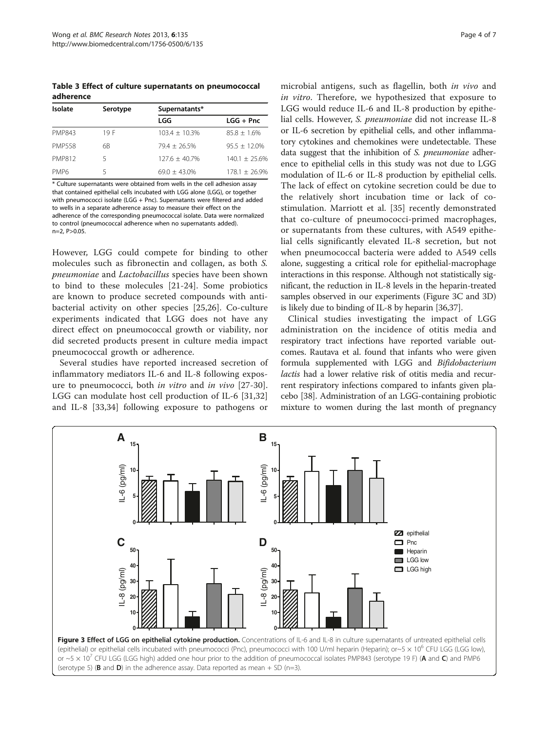**Table 3 Effect of culture supernatants on pneumococcal adherence**

| Isolate | Serotype | Supernatants* | |
|---|---|---|---|
| | | LGG | LGG + Pnc |
| PMP843 | 19 F | 103.4 ± 10.3% | 85.8 ± 1.6% |
| PMP558 | 6B | 79.4 ± 26.5% | 95.5 ± 12.0% |
| PMP812 | 5 | 127.6 ± 40.7% | 140.1 ± 25.6% |
| PMP6 | 5 | 69.0 ± 43.0% | 178.1 ± 26.9% |

* Culture supernatants were obtained from wells in the cell adhesion assay that contained epithelial cells incubated with LGG alone (LGG), or together with pneumococci isolate (LGG + Pnc). Supernatants were filtered and added to wells in a separate adherence assay to measure their effect on the adherence of the corresponding pneumococcal isolate. Data were normalized to control (pneumococcal adherence when no supernatants added). n=2, P>0.05.

However, LGG could compete for binding to other molecules such as fibronectin and collagen, as both *S. pneumoniae* and *Lactobacillus* species have been shown to bind to these molecules [21-24]. Some probiotics are known to produce secreted compounds with antibacterial activity on other species [25,26]. Co-culture experiments indicated that LGG does not have any direct effect on pneumococcal growth or viability, nor did secreted products present in culture media impact pneumococcal growth or adherence.

Several studies have reported increased secretion of inflammatory mediators IL-6 and IL-8 following exposure to pneumococci, both *in vitro* and *in vivo* [27-30]. LGG can modulate host cell production of IL-6 [31,32] and IL-8 [33,34] following exposure to pathogens or microbial antigens, such as flagellin, both *in vivo* and *in vitro*. Therefore, we hypothesized that exposure to LGG would reduce IL-6 and IL-8 production by epithelial cells. However, *S. pneumoniae* did not increase IL-8 or IL-6 secretion by epithelial cells, and other inflammatory cytokines and chemokines were undetectable. These data suggest that the inhibition of *S. pneumoniae* adherence to epithelial cells in this study was not due to LGG modulation of IL-6 or IL-8 production by epithelial cells. The lack of effect on cytokine secretion could be due to the relatively short incubation time or lack of co-stimulation. Marriott et al. [35] recently demonstrated that co-culture of pneumococci-primed macrophages, or supernatants from these cultures, with A549 epithelial cells significantly elevated IL-8 secretion, but not when pneumococcal bacteria were added to A549 cells alone, suggesting a critical role for epithelial-macrophage interactions in this response. Although not statistically significant, the reduction in IL-8 levels in the heparin-treated samples observed in our experiments (Figure 3C and 3D) is likely due to binding of IL-8 by heparin [36,37].

Clinical studies investigating the impact of LGG administration on the incidence of otitis media and respiratory tract infections have reported variable outcomes. Rautava et al. found that infants who were given formula supplemented with LGG and *Bifidobacterium lactis* had a lower relative risk of otitis media and recurrent respiratory infections compared to infants given placebo [38]. Administration of an LGG-containing probiotic mixture to women during the last month of pregnancy

**Figure 3 Effect of LGG on epithelial cytokine production.** Concentrations of IL-6 and IL-8 in culture supernatants of untreated epithelial cells (epithelial) or epithelial cells incubated with pneumococci (Pnc), pneumococci with 100 U/ml heparin (Heparin); or ~$5 \times 10^6$ CFU LGG (LGG low), or ~$5 \times 10^7$ CFU LGG (LGG high) added one hour prior to the addition of pneumococcal isolates PMP843 (serotype 19 F) (**A** and **C**) and PMP6 (serotype 5) (**B** and **D**) in the adherence assay. Data reported as mean + SD (n=3).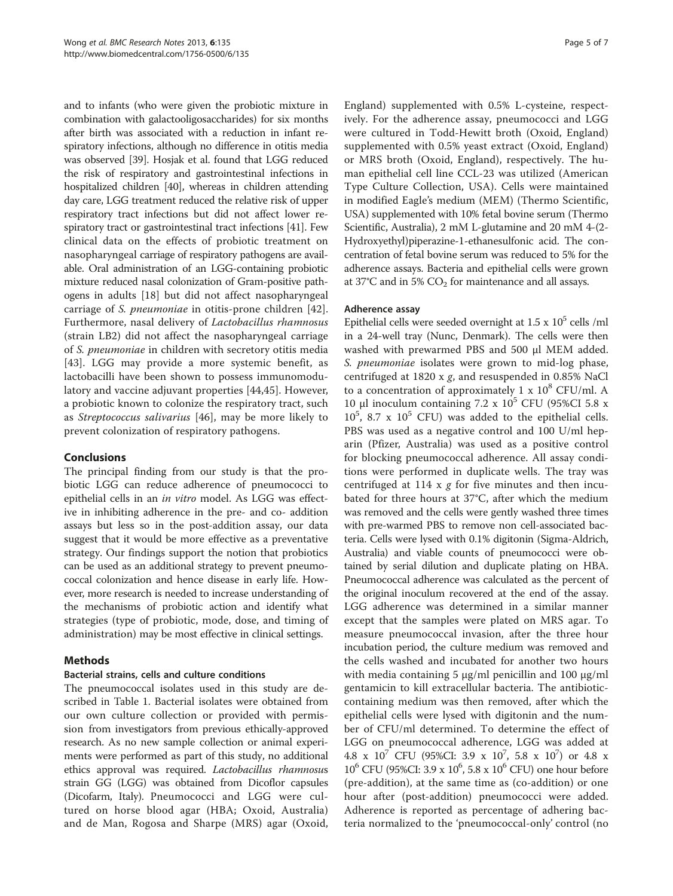and to infants (who were given the probiotic mixture in combination with galactooligosaccharides) for six months after birth was associated with a reduction in infant respiratory infections, although no difference in otitis media was observed [39]. Hosjak et al. found that LGG reduced the risk of respiratory and gastrointestinal infections in hospitalized children [40], whereas in children attending day care, LGG treatment reduced the relative risk of upper respiratory tract infections but did not affect lower respiratory tract or gastrointestinal tract infections [41]. Few clinical data on the effects of probiotic treatment on nasopharyngeal carriage of respiratory pathogens are available. Oral administration of an LGG-containing probiotic mixture reduced nasal colonization of Gram-positive pathogens in adults [18] but did not affect nasopharyngeal carriage of *S. pneumoniae* in otitis-prone children [42]. Furthermore, nasal delivery of *Lactobacillus rhamnosus* (strain LB2) did not affect the nasopharyngeal carriage of *S. pneumoniae* in children with secretory otitis media [43]. LGG may provide a more systemic benefit, as lactobacilli have been shown to possess immunomodulatory and vaccine adjuvant properties [44,45]. However, a probiotic known to colonize the respiratory tract, such as *Streptococcus salivarius* [46], may be more likely to prevent colonization of respiratory pathogens.

## Conclusions

The principal finding from our study is that the probiotic LGG can reduce adherence of pneumococci to epithelial cells in an *in vitro* model. As LGG was effective in inhibiting adherence in the pre- and co- addition assays but less so in the post-addition assay, our data suggest that it would be more effective as a preventative strategy. Our findings support the notion that probiotics can be used as an additional strategy to prevent pneumococcal colonization and hence disease in early life. However, more research is needed to increase understanding of the mechanisms of probiotic action and identify what strategies (type of probiotic, mode, dose, and timing of administration) may be most effective in clinical settings.

## Methods

### Bacterial strains, cells and culture conditions

The pneumococcal isolates used in this study are described in Table 1. Bacterial isolates were obtained from our own culture collection or provided with permission from investigators from previous ethically-approved research. As no new sample collection or animal experiments were performed as part of this study, no additional ethics approval was required. *Lactobacillus rhamnosus* strain GG (LGG) was obtained from Dicoflor capsules (Dicofarm, Italy). Pneumococci and LGG were cultured on horse blood agar (HBA; Oxoid, Australia) and de Man, Rogosa and Sharpe (MRS) agar (Oxoid, England) supplemented with 0.5% L-cysteine, respectively. For the adherence assay, pneumococci and LGG were cultured in Todd-Hewitt broth (Oxoid, England) supplemented with 0.5% yeast extract (Oxoid, England) or MRS broth (Oxoid, England), respectively. The human epithelial cell line CCL-23 was utilized (American Type Culture Collection, USA). Cells were maintained in modified Eagle's medium (MEM) (Thermo Scientific, USA) supplemented with 10% fetal bovine serum (Thermo Scientific, Australia), 2 mM L-glutamine and 20 mM 4-(2-Hydroxyethyl)piperazine-1-ethanesulfonic acid. The concentration of fetal bovine serum was reduced to 5% for the adherence assays. Bacteria and epithelial cells were grown at 37°C and in 5% $CO_2$ for maintenance and all assays.

### Adherence assay

Epithelial cells were seeded overnight at $1.5 \times 10^5$ cells /ml in a 24-well tray (Nunc, Denmark). The cells were then washed with prewarmed PBS and 500 µl MEM added. *S. pneumoniae* isolates were grown to mid-log phase, centrifuged at 1820 x *g*, and resuspended in 0.85% NaCl to a concentration of approximately $1 \times 10^8$ CFU/ml. A 10 µl inoculum containing $7.2 \times 10^5$ CFU (95%CI $5.8 \times 10^5$, $8.7 \times 10^5$ CFU) was added to the epithelial cells. PBS was used as a negative control and 100 U/ml heparin (Pfizer, Australia) was used as a positive control for blocking pneumococcal adherence. All assay conditions were performed in duplicate wells. The tray was centrifuged at 114 x *g* for five minutes and then incubated for three hours at 37°C, after which the medium was removed and the cells were gently washed three times with pre-warmed PBS to remove non cell-associated bacteria. Cells were lysed with 0.1% digitonin (Sigma-Aldrich, Australia) and viable counts of pneumococci were obtained by serial dilution and duplicate plating on HBA. Pneumococcal adherence was calculated as the percent of the original inoculum recovered at the end of the assay. LGG adherence was determined in a similar manner except that the samples were plated on MRS agar. To measure pneumococcal invasion, after the three hour incubation period, the culture medium was removed and the cells washed and incubated for another two hours with media containing 5 µg/ml penicillin and 100 µg/ml gentamicin to kill extracellular bacteria. The antibiotic-containing medium was then removed, after which the epithelial cells were lysed with digitonin and the number of CFU/ml determined. To determine the effect of LGG on pneumococcal adherence, LGG was added at $4.8 \times 10^7$ CFU (95%CI: $3.9 \times 10^7$, $5.8 \times 10^7$) or $4.8 \times 10^6$ CFU (95%CI: $3.9 \times 10^6$, $5.8 \times 10^6$ CFU) one hour before (pre-addition), at the same time as (co-addition) or one hour after (post-addition) pneumococci were added. Adherence is reported as percentage of adhering bacteria normalized to the 'pneumococcal-only' control (no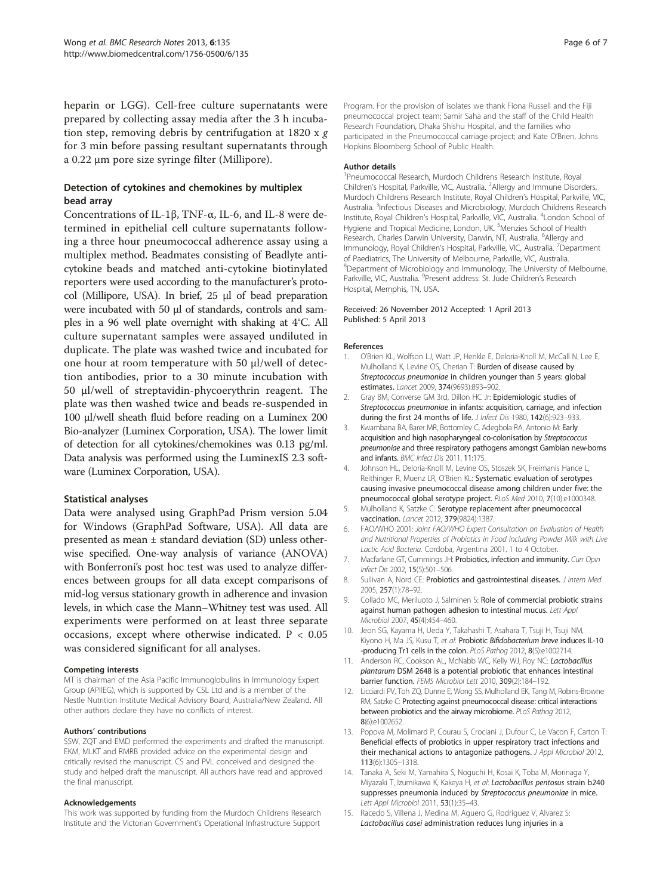heparin or LGG). Cell-free culture supernatants were prepared by collecting assay media after the 3 h incubation step, removing debris by centrifugation at 1820 x *g* for 3 min before passing resultant supernatants through a 0.22 μm pore size syringe filter (Millipore).

### Detection of cytokines and chemokines by multiplex bead array

Concentrations of IL-1β, TNF-α, IL-6, and IL-8 were determined in epithelial cell culture supernatants following a three hour pneumococcal adherence assay using a multiplex method. Beadmates consisting of Beadlyte anti-cytokine beads and matched anti-cytokine biotinylated reporters were used according to the manufacturer's protocol (Millipore, USA). In brief, 25 μl of bead preparation were incubated with 50 μl of standards, controls and samples in a 96 well plate overnight with shaking at 4°C. All culture supernatant samples were assayed undiluted in duplicate. The plate was washed twice and incubated for one hour at room temperature with 50 μl/well of detection antibodies, prior to a 30 minute incubation with 50 μl/well of streptavidin-phycoerythrin reagent. The plate was then washed twice and beads re-suspended in 100 μl/well sheath fluid before reading on a Luminex 200 Bio-analyzer (Luminex Corporation, USA). The lower limit of detection for all cytokines/chemokines was 0.13 pg/ml. Data analysis was performed using the LuminexIS 2.3 software (Luminex Corporation, USA).

### Statistical analyses

Data were analysed using GraphPad Prism version 5.04 for Windows (GraphPad Software, USA). All data are presented as mean ± standard deviation (SD) unless otherwise specified. One-way analysis of variance (ANOVA) with Bonferroni's post hoc test was used to analyze differences between groups for all data except comparisons of mid-log versus stationary growth in adherence and invasion levels, in which case the Mann–Whitney test was used. All experiments were performed on at least three separate occasions, except where otherwise indicated. $P < 0.05$ was considered significant for all analyses.

#### Competing interests

MT is chairman of the Asia Pacific Immunoglobulins in Immunology Expert Group (APIIEG), which is supported by CSL Ltd and is a member of the Nestle Nutrition Institute Medical Advisory Board, Australia/New Zealand. All other authors declare they have no conflicts of interest.

#### Authors' contributions

SSW, ZQT and EMD performed the experiments and drafted the manuscript. EKM, MLKT and RMRB provided advice on the experimental design and critically revised the manuscript. CS and PVL conceived and designed the study and helped draft the manuscript. All authors have read and approved the final manuscript.

#### Acknowledgements

This work was supported by funding from the Murdoch Childrens Research Institute and the Victorian Government's Operational Infrastructure Support Program. For the provision of isolates we thank Fiona Russell and the Fiji pneumococcal project team; Samir Saha and the staff of the Child Health Research Foundation, Dhaka Shishu Hospital, and the families who participated in the Pneumococcal carriage project; and Kate O'Brien, Johns Hopkins Bloomberg School of Public Health.

#### Author details

[1]Pneumococcal Research, Murdoch Childrens Research Institute, Royal Children's Hospital, Parkville, VIC, Australia. [2]Allergy and Immune Disorders, Murdoch Childrens Research Institute, Royal Children's Hospital, Parkville, VIC, Australia. [3]Infectious Diseases and Microbiology, Murdoch Childrens Research Institute, Royal Children's Hospital, Parkville, VIC, Australia. [4]London School of Hygiene and Tropical Medicine, London, UK. [5]Menzies School of Health Research, Charles Darwin University, Darwin, NT, Australia. [6]Allergy and Immunology, Royal Children's Hospital, Parkville, VIC, Australia. [7]Department of Paediatrics, The University of Melbourne, Parkville, VIC, Australia. [8]Department of Microbiology and Immunology, The University of Melbourne, Parkville, VIC, Australia. [9]Present address: St. Jude Children's Research Hospital, Memphis, TN, USA.

Received: 26 November 2012 Accepted: 1 April 2013
Published: 5 April 2013

#### References

1. O'Brien KL, Wolfson LJ, Watt JP, Henkle E, Deloria-Knoll M, McCall N, Lee E, Mulholland K, Levine OS, Cherian T: **Burden of disease caused by *Streptococcus pneumoniae* in children younger than 5 years: global estimates.** *Lancet* 2009, **374**(9693):893–902.
2. Gray BM, Converse GM 3rd, Dillon HC Jr: **Epidemiologic studies of *Streptococcus pneumoniae* in infants: acquisition, carriage, and infection during the first 24 months of life.** *J Infect Dis* 1980, **142**(6):923–933.
3. Kwambana BA, Barer MR, Bottomley C, Adegbola RA, Antonio M: **Early acquisition and high nasopharyngeal co-colonisation by *Streptococcus pneumoniae* and three respiratory pathogens amongst Gambian new-borns and infants.** *BMC Infect Dis* 2011, **11**:175.
4. Johnson HL, Deloria-Knoll M, Levine OS, Stoszek SK, Freimanis Hance L, Reithinger R, Muenz LR, O'Brien KL: **Systematic evaluation of serotypes causing invasive pneumococcal disease among children under five: the pneumococcal global serotype project.** *PLoS Med* 2010, **7**(10):e1000348.
5. Mulholland K, Satzke C: **Serotype replacement after pneumococcal vaccination.** *Lancet* 2012, **379**(9824):1387.
6. FAO/WHO 2001: *Joint FAO/WHO Expert Consultation on Evaluation of Health and Nutritional Properties of Probiotics in Food Including Powder Milk with Live Lactic Acid Bacteria.* Cordoba, Argentina 2001. 1 to 4 October.
7. Macfarlane GT, Cummings JH: **Probiotics, infection and immunity.** *Curr Opin Infect Dis* 2002, **15**(5):501–506.
8. Sullivan A, Nord CE: **Probiotics and gastrointestinal diseases.** *J Intern Med* 2005, **257**(1):78–92.
9. Collado MC, Meriluoto J, Salminen S: **Role of commercial probiotic strains against human pathogen adhesion to intestinal mucus.** *Lett Appl Microbiol* 2007, **45**(4):454–460.
10. Jeon SG, Kayama H, Ueda Y, Takahashi T, Asahara T, Tsuji H, Tsuji NM, Kiyono H, Ma JS, Kusu T, *et al*: **Probiotic *Bifidobacterium breve* induces IL-10 -producing Tr1 cells in the colon.** *PLoS Pathog* 2012, **8**(5):e1002714.
11. Anderson RC, Cookson AL, McNabb WC, Kelly WJ, Roy NC: ***Lactobacillus plantarum* DSM 2648 is a potential probiotic that enhances intestinal barrier function.** *FEMS Microbiol Lett* 2010, **309**(2):184–192.
12. Licciardi PV, Toh ZQ, Dunne E, Wong SS, Mulholland EK, Tang M, Robins-Browne RM, Satzke C: **Protecting against pneumococcal disease: critical interactions between probiotics and the airway microbiome.** *PLoS Pathog* 2012, **8**(6):e1002652.
13. Popova M, Molimard P, Courau S, Crociani J, Dufour C, Le Vacon F, Carton T: **Beneficial effects of probiotics in upper respiratory tract infections and their mechanical actions to antagonize pathogens.** *J Appl Microbiol* 2012, **113**(6):1305–1318.
14. Tanaka A, Seki M, Yamahira S, Noguchi H, Kosai K, Toba M, Morinaga Y, Miyazaki T, Izumikawa K, Kakeya H, *et al*: ***Lactobacillus pentosus* strain b240 suppresses pneumonia induced by *Streptococcus pneumoniae* in mice.** *Lett Appl Microbiol* 2011, **53**(1):35–43.
15. Racedo S, Villena J, Medina M, Aguero G, Rodriguez V, Alvarez S: ***Lactobacillus casei* administration reduces lung injuries in a**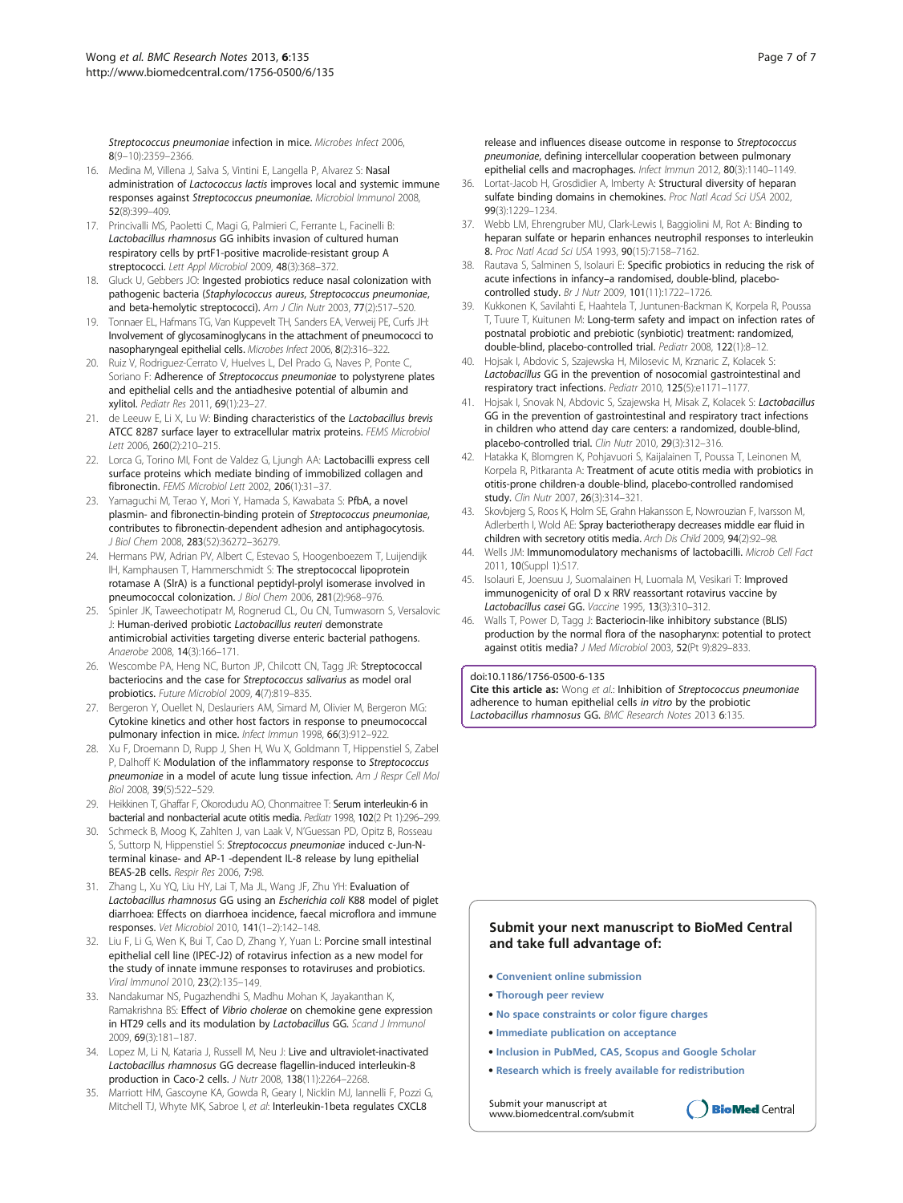Streptococcus pneumoniae infection in mice. *Microbes Infect* 2006, 8(9–10):2359–2366.

16. Medina M, Villena J, Salva S, Vintini E, Langella P, Alvarez S: Nasal administration of *Lactococcus lactis* improves local and systemic immune responses against *Streptococcus pneumoniae*. *Microbiol Immunol* 2008, 52(8):399–409.
17. Princivalli MS, Paoletti C, Magi G, Palmieri C, Ferrante L, Facinelli B: *Lactobacillus rhamnosus* GG inhibits invasion of cultured human respiratory cells by prtF1-positive macrolide-resistant group A streptococci. *Lett Appl Microbiol* 2009, 48(3):368–372.
18. Gluck U, Gebbers JO: Ingested probiotics reduce nasal colonization with pathogenic bacteria (*Staphylococcus aureus*, *Streptococcus pneumoniae*, and beta-hemolytic streptococci). *Am J Clin Nutr* 2003, 77(2):517–520.
19. Tonnaer EL, Hafmans TG, Van Kuppevelt TH, Sanders EA, Verweij PE, Curfs JH: Involvement of glycosaminoglycans in the attachment of pneumococci to nasopharyngeal epithelial cells. *Microbes Infect* 2006, 8(2):316–322.
20. Ruiz V, Rodriguez-Cerrato V, Huelves L, Del Prado G, Naves P, Ponte C, Soriano F: Adherence of *Streptococcus pneumoniae* to polystyrene plates and epithelial cells and the antiadhesive potential of albumin and xylitol. *Pediatr Res* 2011, 69(1):23–27.
21. de Leeuw E, Li X, Lu W: Binding characteristics of the *Lactobacillus brevis* ATCC 8287 surface layer to extracellular matrix proteins. *FEMS Microbiol Lett* 2006, 260(2):210–215.
22. Lorca G, Torino MI, Font de Valdez G, Ljungh AA: Lactobacilli express cell surface proteins which mediate binding of immobilized collagen and fibronectin. *FEMS Microbiol Lett* 2002, 206(1):31–37.
23. Yamaguchi M, Terao Y, Mori Y, Hamada S, Kawabata S: PfbA, a novel plasmin- and fibronectin-binding protein of *Streptococcus pneumoniae*, contributes to fibronectin-dependent adhesion and antiphagocytosis. *J Biol Chem* 2008, 283(52):36272–36279.
24. Hermans PW, Adrian PV, Albert C, Estevao S, Hoogenboezem T, Luijendijk IH, Kamphausen T, Hammerschmidt S: The streptococcal lipoprotein rotamase A (SlrA) is a functional peptidyl-prolyl isomerase involved in pneumococcal colonization. *J Biol Chem* 2006, 281(2):968–976.
25. Spinler JK, Taweechotipatr M, Rognerud CL, Ou CN, Tumwasorn S, Versalovic J: Human-derived probiotic *Lactobacillus reuteri* demonstrate antimicrobial activities targeting diverse enteric bacterial pathogens. *Anaerobe* 2008, 14(3):166–171.
26. Wescombe PA, Heng NC, Burton JP, Chilcott CN, Tagg JR: Streptococcal bacteriocins and the case for *Streptococcus salivarius* as model oral probiotics. *Future Microbiol* 2009, 4(7):819–835.
27. Bergeron Y, Ouellet N, Deslauriers AM, Simard M, Olivier M, Bergeron MG: Cytokine kinetics and other host factors in response to pneumococcal pulmonary infection in mice. *Infect Immun* 1998, 66(3):912–922.
28. Xu F, Droemann D, Rupp J, Shen H, Wu X, Goldmann T, Hippenstiel S, Zabel P, Dalhoff K: Modulation of the inflammatory response to *Streptococcus pneumoniae* in a model of acute lung tissue infection. *Am J Respr Cell Mol Biol* 2008, 39(5):522–529.
29. Heikkinen T, Ghaffar F, Okorodudu AO, Chonmaitree T: Serum interleukin-6 in bacterial and nonbacterial acute otitis media. *Pediatr* 1998, 102(2 Pt 1):296–299.
30. Schmeck B, Moog K, Zahlten J, van Laak V, N'Guessan PD, Opitz B, Rosseau S, Suttorp N, Hippenstiel S: *Streptococcus pneumoniae* induced c-Jun-N-terminal kinase- and AP-1 -dependent IL-8 release by lung epithelial BEAS-2B cells. *Respir Res* 2006, 7:98.
31. Zhang L, Xu YQ, Liu HY, Lai T, Ma JL, Wang JF, Zhu YH: Evaluation of *Lactobacillus rhamnosus* GG using an *Escherichia coli* K88 model of piglet diarrhoea: Effects on diarrhoea incidence, faecal microflora and immune responses. *Vet Microbiol* 2010, 141(1–2):142–148.
32. Liu F, Li G, Wen K, Bui T, Cao D, Zhang Y, Yuan L: Porcine small intestinal epithelial cell line (IPEC-J2) of rotavirus infection as a new model for the study of innate immune responses to rotaviruses and probiotics. *Viral Immunol* 2010, 23(2):135–149.
33. Nandakumar NS, Pugazhendhi S, Madhu Mohan K, Jayakanthan K, Ramakrishna BS: Effect of *Vibrio cholerae* on chemokine gene expression in HT29 cells and its modulation by *Lactobacillus* GG. *Scand J Immunol* 2009, 69(3):181–187.
34. Lopez M, Li N, Kataria J, Russell M, Neu J: Live and ultraviolet-inactivated *Lactobacillus rhamnosus* GG decrease flagellin-induced interleukin-8 production in Caco-2 cells. *J Nutr* 2008, 138(11):2264–2268.
35. Marriott HM, Gascoyne KA, Gowda R, Geary I, Nicklin MJ, Iannelli F, Pozzi G, Mitchell TJ, Whyte MK, Sabroe I, *et al*: Interleukin-1beta regulates CXCL8 release and influences disease outcome in response to *Streptococcus pneumoniae*, defining intercellular cooperation between pulmonary epithelial cells and macrophages. *Infect Immun* 2012, 80(3):1140–1149.
36. Lortat-Jacob H, Grosdidier A, Imberty A: Structural diversity of heparan sulfate binding domains in chemokines. *Proc Natl Acad Sci USA* 2002, 99(3):1229–1234.
37. Webb LM, Ehrengruber MU, Clark-Lewis I, Baggiolini M, Rot A: Binding to heparan sulfate or heparin enhances neutrophil responses to interleukin 8. *Proc Natl Acad Sci USA* 1993, 90(15):7158–7162.
38. Rautava S, Salminen S, Isolauri E: Specific probiotics in reducing the risk of acute infections in infancy–a randomised, double-blind, placebo-controlled study. *Br J Nutr* 2009, 101(11):1722–1726.
39. Kukkonen K, Savilahti E, Haahtela T, Juntunen-Backman K, Korpela R, Poussa T, Tuure T, Kuitunen M: Long-term safety and impact on infection rates of postnatal probiotic and prebiotic (synbiotic) treatment: randomized, double-blind, placebo-controlled trial. *Pediatr* 2008, 122(1):8–12.
40. Hojsak I, Abdovic S, Szajewska H, Milosevic M, Krznaric Z, Kolacek S: *Lactobacillus* GG in the prevention of nosocomial gastrointestinal and respiratory tract infections. *Pediatr* 2010, 125(5):e1171–1177.
41. Hojsak I, Snovak N, Abdovic S, Szajewska H, Misak Z, Kolacek S: *Lactobacillus* GG in the prevention of gastrointestinal and respiratory tract infections in children who attend day care centers: a randomized, double-blind, placebo-controlled trial. *Clin Nutr* 2010, 29(3):312–316.
42. Hatakka K, Blomgren K, Pohjavuori S, Kaijalainen T, Poussa T, Leinonen M, Korpela R, Pitkaranta A: Treatment of acute otitis media with probiotics in otitis-prone children-a double-blind, placebo-controlled randomised study. *Clin Nutr* 2007, 26(3):314–321.
43. Skovbjerg S, Roos K, Holm SE, Grahn Hakansson E, Nowrouzian F, Ivarsson M, Adlerberth I, Wold AE: Spray bacteriotherapy decreases middle ear fluid in children with secretory otitis media. *Arch Dis Child* 2009, 94(2):92–98.
44. Wells JM: Immunomodulatory mechanisms of lactobacilli. *Microb Cell Fact* 2011, 10(Suppl 1):S17.
45. Isolauri E, Joensuu J, Suomalainen H, Luomala M, Vesikari T: Improved immunogenicity of oral D x RRV reassortant rotavirus vaccine by *Lactobacillus casei* GG. *Vaccine* 1995, 13(3):310–312.
46. Walls T, Power D, Tagg J: Bacteriocin-like inhibitory substance (BLIS) production by the normal flora of the nasopharynx: potential to protect against otitis media? *J Med Microbiol* 2003, 52(Pt 9):829–833.

doi:10.1186/1756-0500-6-135
**Cite this article as:** Wong *et al.*: Inhibition of *Streptococcus pneumoniae* adherence to human epithelial cells *in vitro* by the probiotic *Lactobacillus rhamnosus* GG. *BMC Research Notes* 2013 6:135.

**Submit your next manuscript to BioMed Central and take full advantage of:**

- **Convenient online submission**
- **Thorough peer review**
- **No space constraints or color figure charges**
- **Immediate publication on acceptance**
- **Inclusion in PubMed, CAS, Scopus and Google Scholar**
- **Research which is freely available for redistribution**

Submit your manuscript at
www.biomedcentral.com/submit

BioMed Central